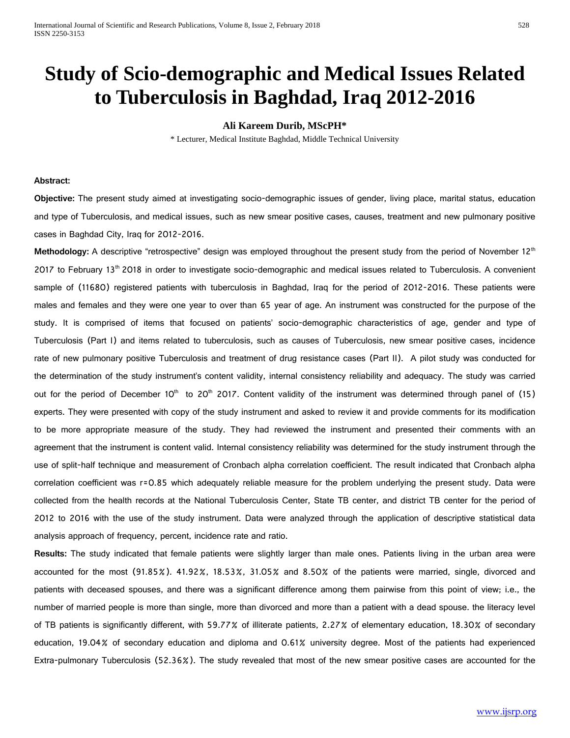# Study of Scio-demographic and Medical Issues Related to Tuberculosis in Baghdad, Iraq 2012-2016

**Ali Kareem Durib, MScPH***

\* Lecturer, Medical Institute Baghdad, Middle Technical University

**Abstract:**

**Objective:** The present study aimed at investigating socio-demographic issues of gender, living place, marital status, education and type of Tuberculosis, and medical issues, such as new smear positive cases, causes, treatment and new pulmonary positive cases in Baghdad City, Iraq for 2012-2016.

**Methodology:** A descriptive "retrospective" design was employed throughout the present study from the period of November 12th 2017 to February 13th 2018 in order to investigate socio-demographic and medical issues related to Tuberculosis. A convenient sample of (11680) registered patients with tuberculosis in Baghdad, Iraq for the period of 2012-2016. These patients were males and females and they were one year to over than 65 year of age. An instrument was constructed for the purpose of the study. It is comprised of items that focused on patients' socio-demographic characteristics of age, gender and type of Tuberculosis (Part I) and items related to tuberculosis, such as causes of Tuberculosis, new smear positive cases, incidence rate of new pulmonary positive Tuberculosis and treatment of drug resistance cases (Part II). A pilot study was conducted for the determination of the study instrument's content validity, internal consistency reliability and adequacy. The study was carried out for the period of December 10th to 20th 2017. Content validity of the instrument was determined through panel of (15) experts. They were presented with copy of the study instrument and asked to review it and provide comments for its modification to be more appropriate measure of the study. They had reviewed the instrument and presented their comments with an agreement that the instrument is content valid. Internal consistency reliability was determined for the study instrument through the use of split-half technique and measurement of Cronbach alpha correlation coefficient. The result indicated that Cronbach alpha correlation coefficient was r=0.85 which adequately reliable measure for the problem underlying the present study. Data were collected from the health records at the National Tuberculosis Center, State TB center, and district TB center for the period of 2012 to 2016 with the use of the study instrument. Data were analyzed through the application of descriptive statistical data analysis approach of frequency, percent, incidence rate and ratio.

**Results:** The study indicated that female patients were slightly larger than male ones. Patients living in the urban area were accounted for the most (91.85%). 41.92%, 18.53%, 31.05% and 8.50% of the patients were married, single, divorced and patients with deceased spouses, and there was a significant difference among them pairwise from this point of view; i.e., the number of married people is more than single, more than divorced and more than a patient with a dead spouse. the literacy level of TB patients is significantly different, with 59.77% of illiterate patients, 2.27% of elementary education, 18.30% of secondary education, 19.04% of secondary education and diploma and 0.61% university degree. Most of the patients had experienced Extra-pulmonary Tuberculosis (52.36%). The study revealed that most of the new smear positive cases are accounted for the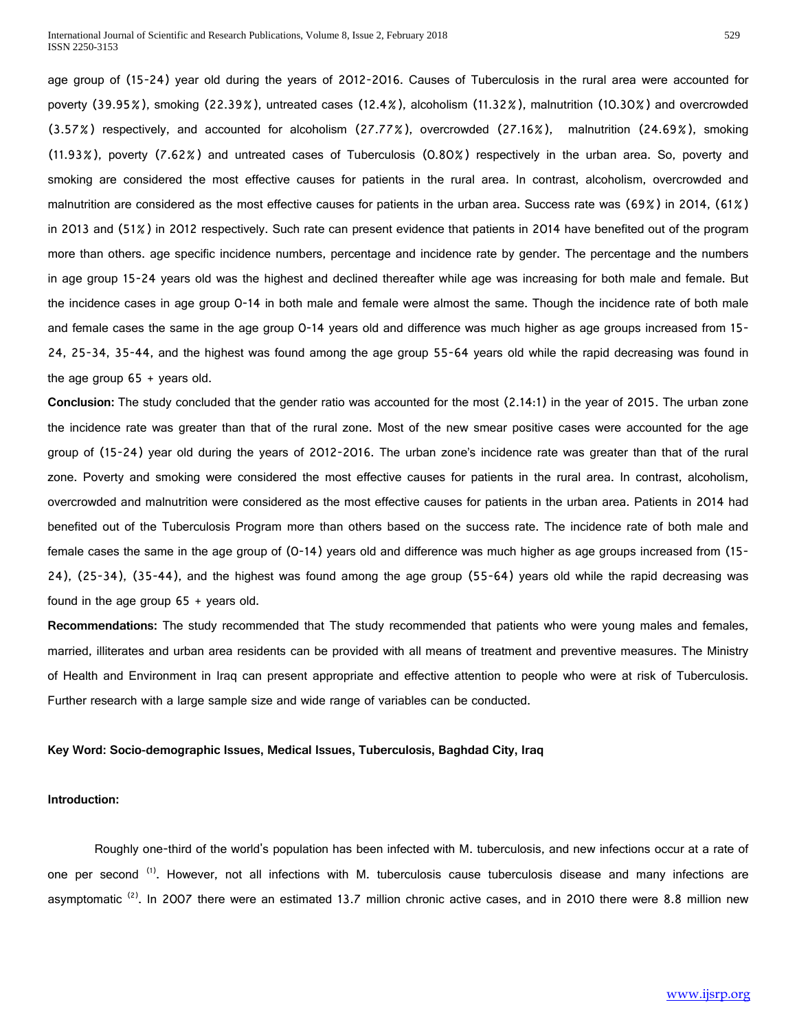age group of (15-24) year old during the years of 2012-2016. Causes of Tuberculosis in the rural area were accounted for poverty (39.95%), smoking (22.39%), untreated cases (12.4%), alcoholism (11.32%), malnutrition (10.30%) and overcrowded (3.57%) respectively, and accounted for alcoholism (27.77%), overcrowded (27.16%), malnutrition (24.69%), smoking (11.93%), poverty (7.62%) and untreated cases of Tuberculosis (0.80%) respectively in the urban area. So, poverty and smoking are considered the most effective causes for patients in the rural area. In contrast, alcoholism, overcrowded and malnutrition are considered as the most effective causes for patients in the urban area. Success rate was (69%) in 2014, (61%) in 2013 and (51%) in 2012 respectively. Such rate can present evidence that patients in 2014 have benefited out of the program more than others. age specific incidence numbers, percentage and incidence rate by gender. The percentage and the numbers in age group 15-24 years old was the highest and declined thereafter while age was increasing for both male and female. But the incidence cases in age group 0-14 in both male and female were almost the same. Though the incidence rate of both male and female cases the same in the age group 0-14 years old and difference was much higher as age groups increased from 15-24, 25-34, 35-44, and the highest was found among the age group 55-64 years old while the rapid decreasing was found in the age group 65 + years old.

**Conclusion:** The study concluded that the gender ratio was accounted for the most (2.14:1) in the year of 2015. The urban zone the incidence rate was greater than that of the rural zone. Most of the new smear positive cases were accounted for the age group of (15-24) year old during the years of 2012-2016. The urban zone's incidence rate was greater than that of the rural zone. Poverty and smoking were considered the most effective causes for patients in the rural area. In contrast, alcoholism, overcrowded and malnutrition were considered as the most effective causes for patients in the urban area. Patients in 2014 had benefited out of the Tuberculosis Program more than others based on the success rate. The incidence rate of both male and female cases the same in the age group of (0-14) years old and difference was much higher as age groups increased from (15-24), (25-34), (35-44), and the highest was found among the age group (55-64) years old while the rapid decreasing was found in the age group 65 + years old.

**Recommendations:** The study recommended that The study recommended that patients who were young males and females, married, illiterates and urban area residents can be provided with all means of treatment and preventive measures. The Ministry of Health and Environment in Iraq can present appropriate and effective attention to people who were at risk of Tuberculosis. Further research with a large sample size and wide range of variables can be conducted.

**Key Word: Socio-demographic Issues, Medical Issues, Tuberculosis, Baghdad City, Iraq**

**Introduction:**

Roughly one-third of the world's population has been infected with M. tuberculosis, and new infections occur at a rate of one per second [1]. However, not all infections with M. tuberculosis cause tuberculosis disease and many infections are asymptomatic [2]. In 2007 there were an estimated 13.7 million chronic active cases, and in 2010 there were 8.8 million new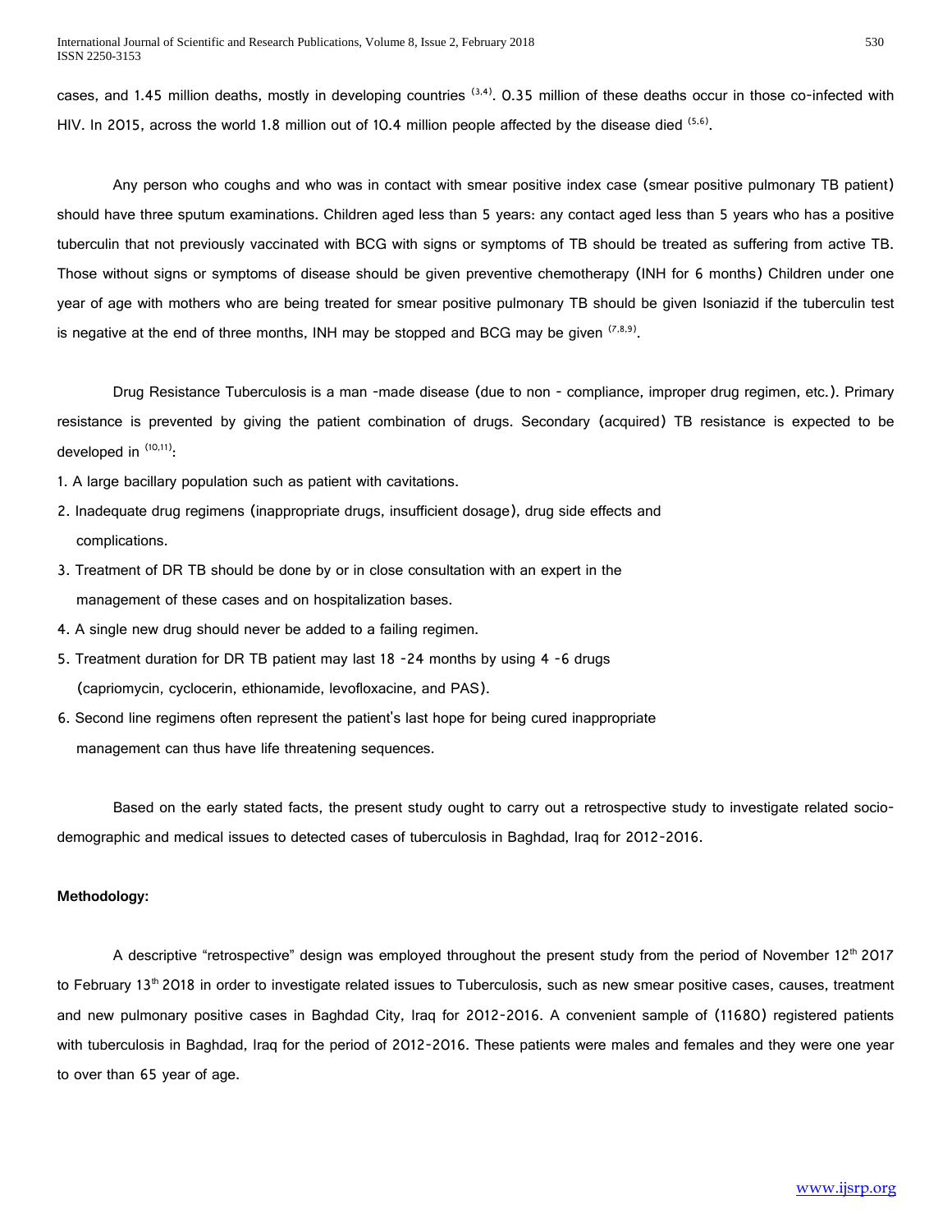cases, and 1.45 million deaths, mostly in developing countries [3,4]. 0.35 million of these deaths occur in those co-infected with HIV. In 2015, across the world 1.8 million out of 10.4 million people affected by the disease died [5,6].

Any person who coughs and who was in contact with smear positive index case (smear positive pulmonary TB patient) should have three sputum examinations. Children aged less than 5 years: any contact aged less than 5 years who has a positive tuberculin that not previously vaccinated with BCG with signs or symptoms of TB should be treated as suffering from active TB. Those without signs or symptoms of disease should be given preventive chemotherapy (INH for 6 months) Children under one year of age with mothers who are being treated for smear positive pulmonary TB should be given Isoniazid if the tuberculin test is negative at the end of three months, INH may be stopped and BCG may be given [7,8,9].

Drug Resistance Tuberculosis is a man -made disease (due to non - compliance, improper drug regimen, etc.). Primary resistance is prevented by giving the patient combination of drugs. Secondary (acquired) TB resistance is expected to be developed in [10,11]:

1. A large bacillary population such as patient with cavitations.
2. Inadequate drug regimens (inappropriate drugs, insufficient dosage), drug side effects and complications.
3. Treatment of DR TB should be done by or in close consultation with an expert in the management of these cases and on hospitalization bases.
4. A single new drug should never be added to a failing regimen.
5. Treatment duration for DR TB patient may last 18 -24 months by using 4 -6 drugs (capriomycin, cyclocerin, ethionamide, levofloxacine, and PAS).
6. Second line regimens often represent the patient's last hope for being cured inappropriate management can thus have life threatening sequences.

Based on the early stated facts, the present study ought to carry out a retrospective study to investigate related socio-demographic and medical issues to detected cases of tuberculosis in Baghdad, Iraq for 2012-2016.

**Methodology:**

A descriptive "retrospective" design was employed throughout the present study from the period of November 12th 2017 to February 13th 2018 in order to investigate related issues to Tuberculosis, such as new smear positive cases, causes, treatment and new pulmonary positive cases in Baghdad City, Iraq for 2012-2016. A convenient sample of (11680) registered patients with tuberculosis in Baghdad, Iraq for the period of 2012-2016. These patients were males and females and they were one year to over than 65 year of age.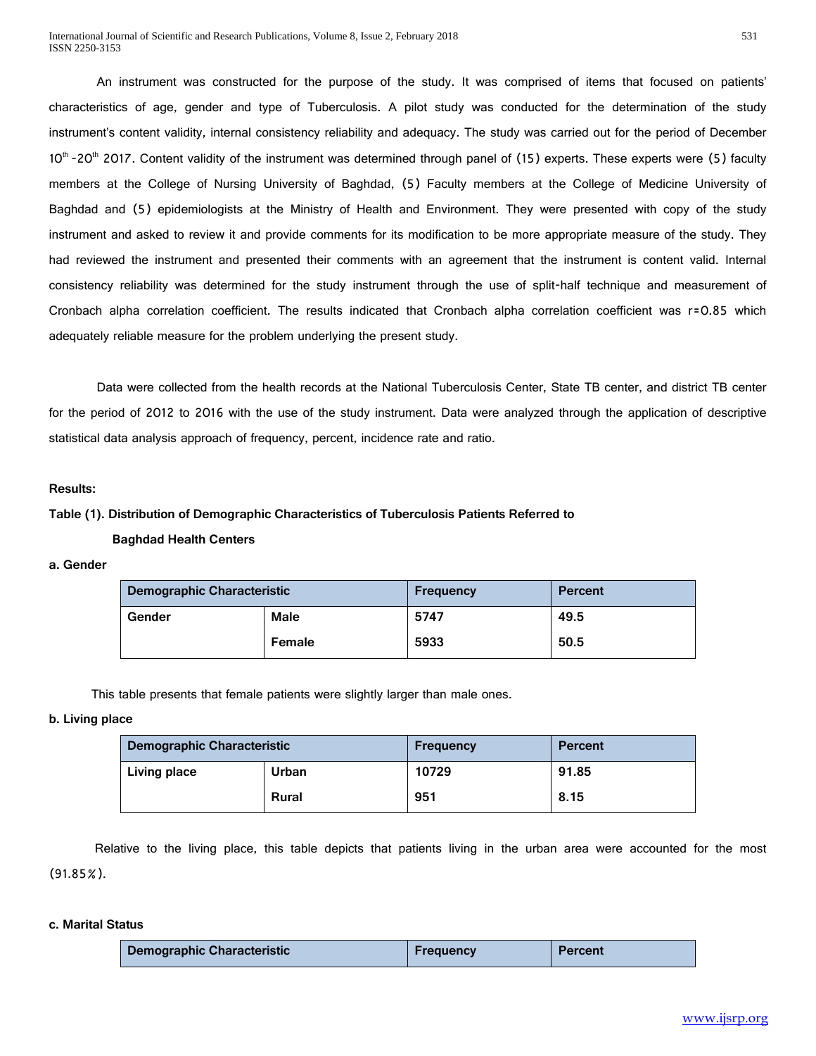An instrument was constructed for the purpose of the study. It was comprised of items that focused on patients' characteristics of age, gender and type of Tuberculosis. A pilot study was conducted for the determination of the study instrument's content validity, internal consistency reliability and adequacy. The study was carried out for the period of December $10^{th}$ -$20^{th}$ 2017. Content validity of the instrument was determined through panel of (15) experts. These experts were (5) faculty members at the College of Nursing University of Baghdad, (5) Faculty members at the College of Medicine University of Baghdad and (5) epidemiologists at the Ministry of Health and Environment. They were presented with copy of the study instrument and asked to review it and provide comments for its modification to be more appropriate measure of the study. They had reviewed the instrument and presented their comments with an agreement that the instrument is content valid. Internal consistency reliability was determined for the study instrument through the use of split-half technique and measurement of Cronbach alpha correlation coefficient. The results indicated that Cronbach alpha correlation coefficient was $r=0.85$ which adequately reliable measure for the problem underlying the present study.

Data were collected from the health records at the National Tuberculosis Center, State TB center, and district TB center for the period of 2012 to 2016 with the use of the study instrument. Data were analyzed through the application of descriptive statistical data analysis approach of frequency, percent, incidence rate and ratio.

**Results:**

**Table (1). Distribution of Demographic Characteristics of Tuberculosis Patients Referred to Baghdad Health Centers**

**a. Gender**

| Demographic Characteristic | | Frequency | Percent |
|---|---|---|---|
| **Gender** | **Male** | **5747** | **49.5** |
| | **Female** | **5933** | **50.5** |

This table presents that female patients were slightly larger than male ones.

**b. Living place**

| Demographic Characteristic | | Frequency | Percent |
|---|---|---|---|
| **Living place** | **Urban** | **10729** | **91.85** |
| | **Rural** | **951** | **8.15** |

Relative to the living place, this table depicts that patients living in the urban area were accounted for the most (91.85%).

**c. Marital Status**

| Demographic Characteristic | Frequency | Percent |
|---|---|---|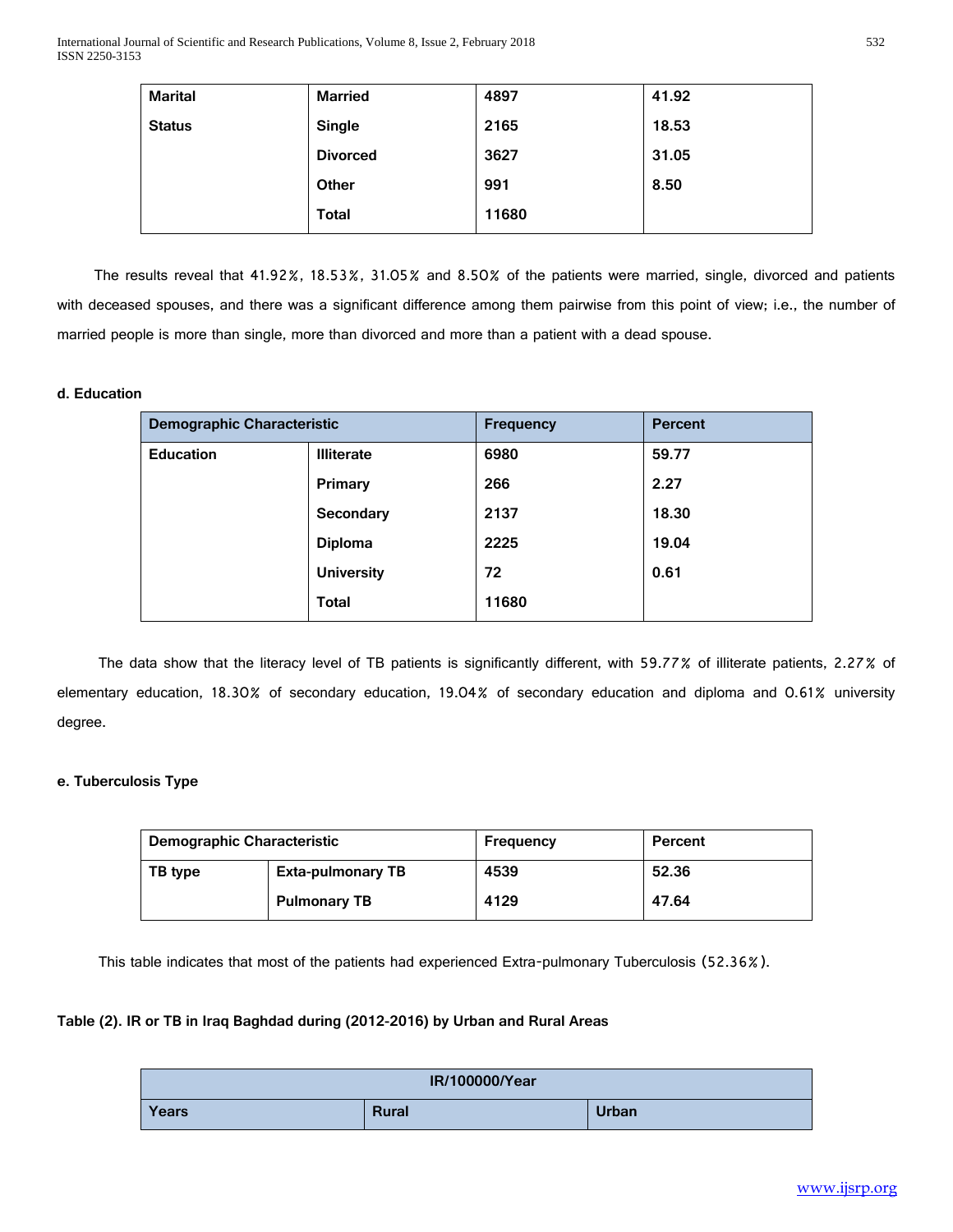| Marital Status | Married | 4897 | 41.92 |
|---|---|---|---|
| | Single | 2165 | 18.53 |
| | Divorced | 3627 | 31.05 |
| | Other | 991 | 8.50 |
| | Total | 11680 | |

The results reveal that 41.92%, 18.53%, 31.05% and 8.50% of the patients were married, single, divorced and patients with deceased spouses, and there was a significant difference among them pairwise from this point of view; i.e., the number of married people is more than single, more than divorced and more than a patient with a dead spouse.

#### d. Education

| Demographic Characteristic | | Frequency | Percent |
|---|---|---|---|
| Education | Illiterate | 6980 | 59.77 |
| | Primary | 266 | 2.27 |
| | Secondary | 2137 | 18.30 |
| | Diploma | 2225 | 19.04 |
| | University | 72 | 0.61 |
| | Total | 11680 | |

The data show that the literacy level of TB patients is significantly different, with 59.77% of illiterate patients, 2.27% of elementary education, 18.30% of secondary education, 19.04% of secondary education and diploma and 0.61% university degree.

#### e. Tuberculosis Type

| Demographic Characteristic | | Frequency | Percent |
|---|---|---|---|
| TB type | Exta-pulmonary TB | 4539 | 52.36 |
| | Pulmonary TB | 4129 | 47.64 |

This table indicates that most of the patients had experienced Extra-pulmonary Tuberculosis (52.36%).

**Table (2). IR or TB in Iraq Baghdad during (2012-2016) by Urban and Rural Areas**

| IR/100000/Year | | |
|---|---|---|
| Years | Rural | Urban |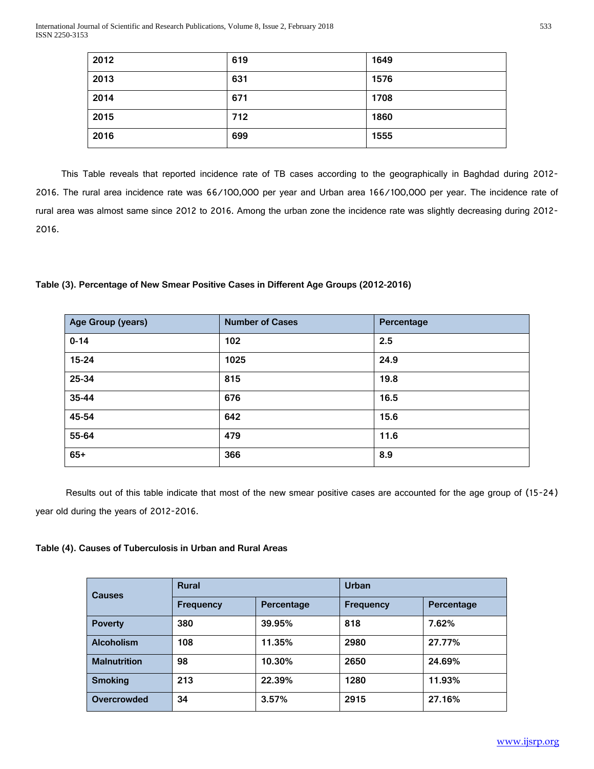| 2012 | 619 | 1649 |
|---|---|---|
| 2013 | 631 | 1576 |
| 2014 | 671 | 1708 |
| 2015 | 712 | 1860 |
| 2016 | 699 | 1555 |

This Table reveals that reported incidence rate of TB cases according to the geographically in Baghdad during 2012-2016. The rural area incidence rate was 66/100,000 per year and Urban area 166/100,000 per year. The incidence rate of rural area was almost same since 2012 to 2016. Among the urban zone the incidence rate was slightly decreasing during 2012-2016.

**Table (3). Percentage of New Smear Positive Cases in Different Age Groups (2012-2016)**

| Age Group (years) | Number of Cases | Percentage |
|---|---|---|
| 0-14 | 102 | 2.5 |
| 15-24 | 1025 | 24.9 |
| 25-34 | 815 | 19.8 |
| 35-44 | 676 | 16.5 |
| 45-54 | 642 | 15.6 |
| 55-64 | 479 | 11.6 |
| 65+ | 366 | 8.9 |

Results out of this table indicate that most of the new smear positive cases are accounted for the age group of (15-24) year old during the years of 2012-2016.

**Table (4). Causes of Tuberculosis in Urban and Rural Areas**

| Causes | Rural | | Urban | |
|---|---|---|---|---|
| | Frequency | Percentage | Frequency | Percentage |
| Poverty | 380 | 39.95% | 818 | 7.62% |
| Alcoholism | 108 | 11.35% | 2980 | 27.77% |
| Malnutrition | 98 | 10.30% | 2650 | 24.69% |
| Smoking | 213 | 22.39% | 1280 | 11.93% |
| Overcrowded | 34 | 3.57% | 2915 | 27.16% |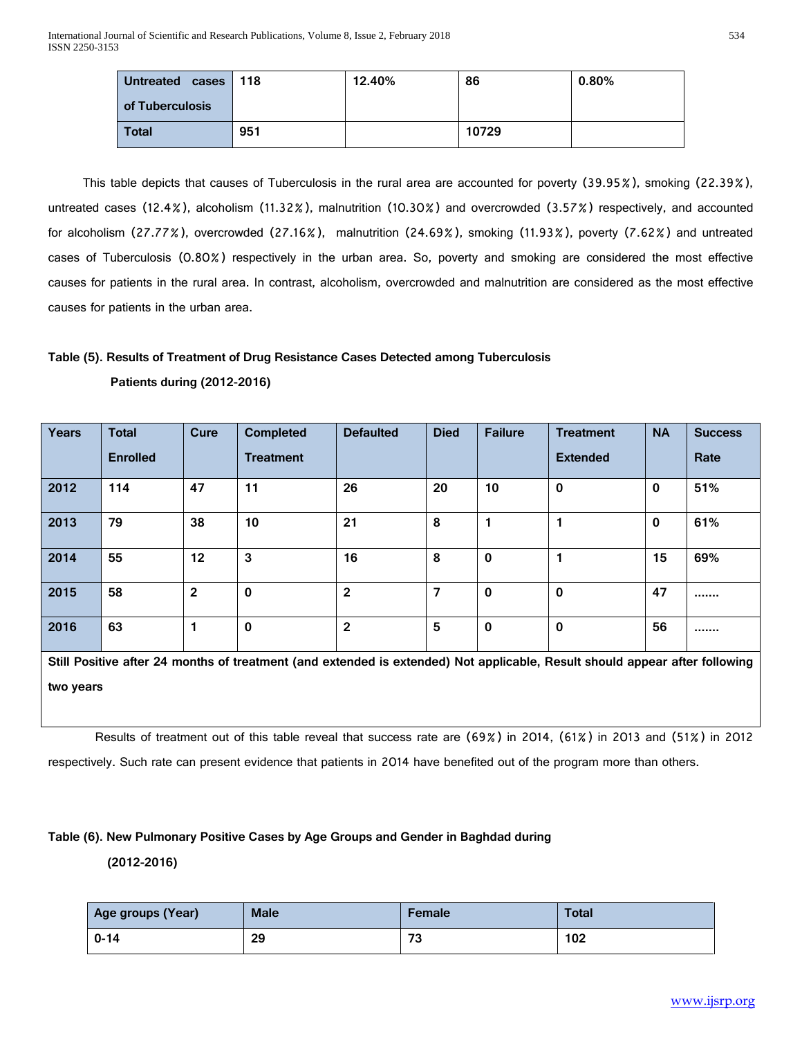| Untreated cases of Tuberculosis | 118 | 12.40% | 86 | 0.80% |
|---|---|---|---|---|
| **Total** | **951** | | **10729** | |

This table depicts that causes of Tuberculosis in the rural area are accounted for poverty (39.95%), smoking (22.39%), untreated cases (12.4%), alcoholism (11.32%), malnutrition (10.30%) and overcrowded (3.57%) respectively, and accounted for alcoholism (27.77%), overcrowded (27.16%), malnutrition (24.69%), smoking (11.93%), poverty (7.62%) and untreated cases of Tuberculosis (0.80%) respectively in the urban area. So, poverty and smoking are considered the most effective causes for patients in the rural area. In contrast, alcoholism, overcrowded and malnutrition are considered as the most effective causes for patients in the urban area.

**Table (5). Results of Treatment of Drug Resistance Cases Detected among Tuberculosis Patients during (2012-2016)**

| Years | Total Enrolled | Cure | Completed Treatment | Defaulted | Died | Failure | Treatment Extended | NA | Success Rate |
|---|---|---|---|---|---|---|---|---|---|
| **2012** | **114** | **47** | **11** | **26** | **20** | **10** | **0** | **0** | **51%** |
| **2013** | **79** | **38** | **10** | **21** | **8** | **1** | **1** | **0** | **61%** |
| **2014** | **55** | **12** | **3** | **16** | **8** | **0** | **1** | **15** | **69%** |
| **2015** | **58** | **2** | **0** | **2** | **7** | **0** | **0** | **47** | ....... |
| **2016** | **63** | **1** | **0** | **2** | **5** | **0** | **0** | **56** | ....... |
| **Still Positive after 24 months of treatment (and extended is extended) Not applicable, Result should appear after following two years** | | | | | | | | | |

Results of treatment out of this table reveal that success rate are (69%) in 2014, (61%) in 2013 and (51%) in 2012 respectively. Such rate can present evidence that patients in 2014 have benefited out of the program more than others.

**Table (6). New Pulmonary Positive Cases by Age Groups and Gender in Baghdad during (2012-2016)**

| Age groups (Year) | Male | Female | Total |
|---|---|---|---|
| **0-14** | **29** | **73** | **102** |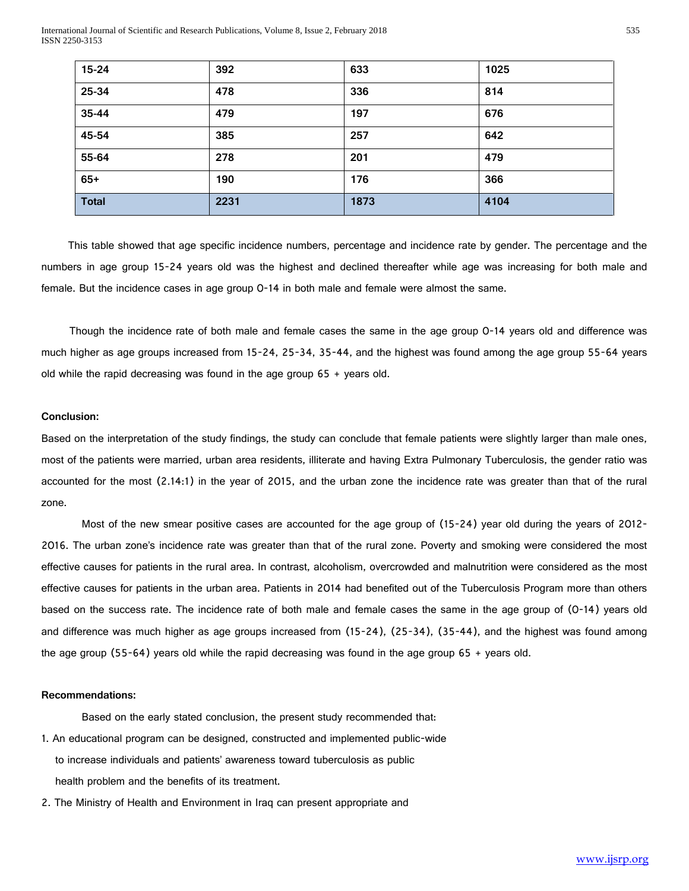| 15-24 | 392 | 633 | 1025 |
|---|---|---|---|
| 25-34 | 478 | 336 | 814 |
| 35-44 | 479 | 197 | 676 |
| 45-54 | 385 | 257 | 642 |
| 55-64 | 278 | 201 | 479 |
| 65+ | 190 | 176 | 366 |
| **Total** | **2231** | **1873** | **4104** |

This table showed that age specific incidence numbers, percentage and incidence rate by gender. The percentage and the numbers in age group 15-24 years old was the highest and declined thereafter while age was increasing for both male and female. But the incidence cases in age group 0-14 in both male and female were almost the same.

Though the incidence rate of both male and female cases the same in the age group 0-14 years old and difference was much higher as age groups increased from 15-24, 25-34, 35-44, and the highest was found among the age group 55-64 years old while the rapid decreasing was found in the age group 65 + years old.

**Conclusion:**

Based on the interpretation of the study findings, the study can conclude that female patients were slightly larger than male ones, most of the patients were married, urban area residents, illiterate and having Extra Pulmonary Tuberculosis, the gender ratio was accounted for the most (2.14:1) in the year of 2015, and the urban zone the incidence rate was greater than that of the rural zone.

Most of the new smear positive cases are accounted for the age group of (15-24) year old during the years of 2012-2016. The urban zone's incidence rate was greater than that of the rural zone. Poverty and smoking were considered the most effective causes for patients in the rural area. In contrast, alcoholism, overcrowded and malnutrition were considered as the most effective causes for patients in the urban area. Patients in 2014 had benefited out of the Tuberculosis Program more than others based on the success rate. The incidence rate of both male and female cases the same in the age group of (0-14) years old and difference was much higher as age groups increased from (15-24), (25-34), (35-44), and the highest was found among the age group (55-64) years old while the rapid decreasing was found in the age group 65 + years old.

**Recommendations:**

Based on the early stated conclusion, the present study recommended that:

1. An educational program can be designed, constructed and implemented public-wide to increase individuals and patients' awareness toward tuberculosis as public health problem and the benefits of its treatment.
2. The Ministry of Health and Environment in Iraq can present appropriate and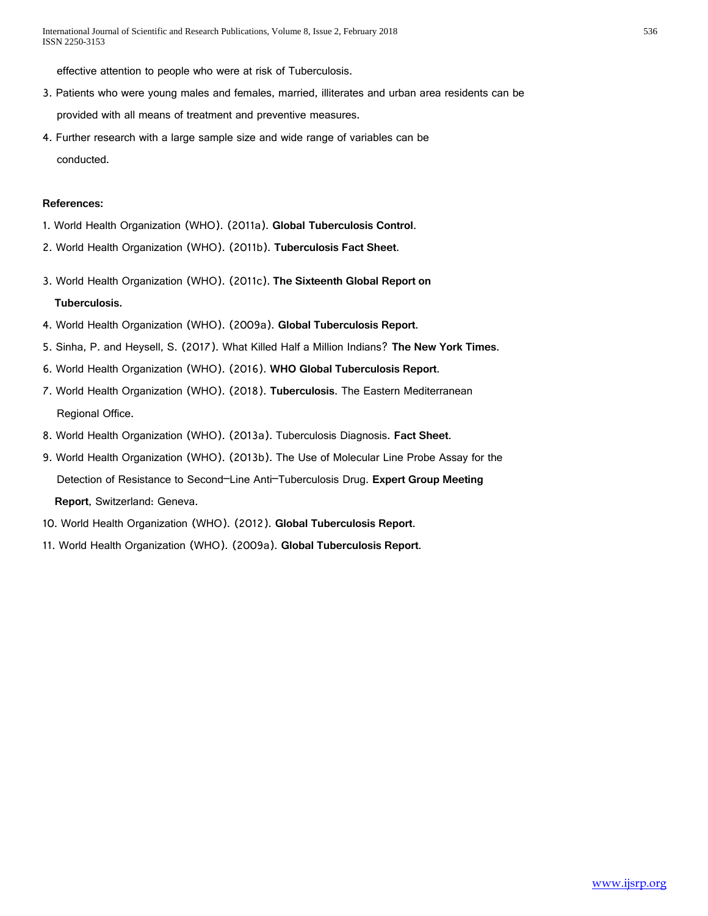effective attention to people who were at risk of Tuberculosis.

3. Patients who were young males and females, married, illiterates and urban area residents can be provided with all means of treatment and preventive measures.
4. Further research with a large sample size and wide range of variables can be conducted.

**References:**

1. World Health Organization (WHO). (2011a). **Global Tuberculosis Control**.
2. World Health Organization (WHO). (2011b). **Tuberculosis Fact Sheet**.
3. World Health Organization (WHO). (2011c). **The Sixteenth Global Report on Tuberculosis.**
4. World Health Organization (WHO). (2009a). **Global Tuberculosis Report**.
5. Sinha, P. and Heysell, S. (2017). What Killed Half a Million Indians? **The New York Times**.
6. World Health Organization (WHO). (2016). **WHO Global Tuberculosis Report**.
7. World Health Organization (WHO). (2018). **Tuberculosis**. The Eastern Mediterranean Regional Office.
8. World Health Organization (WHO). (2013a). Tuberculosis Diagnosis. **Fact Sheet**.
9. World Health Organization (WHO). (2013b). The Use of Molecular Line Probe Assay for the Detection of Resistance to Second-Line Anti-Tuberculosis Drug. **Expert Group Meeting Report**, Switzerland: Geneva.
10. World Health Organization (WHO). (2012). **Global Tuberculosis Report**.
11. World Health Organization (WHO). (2009a). **Global Tuberculosis Report**.